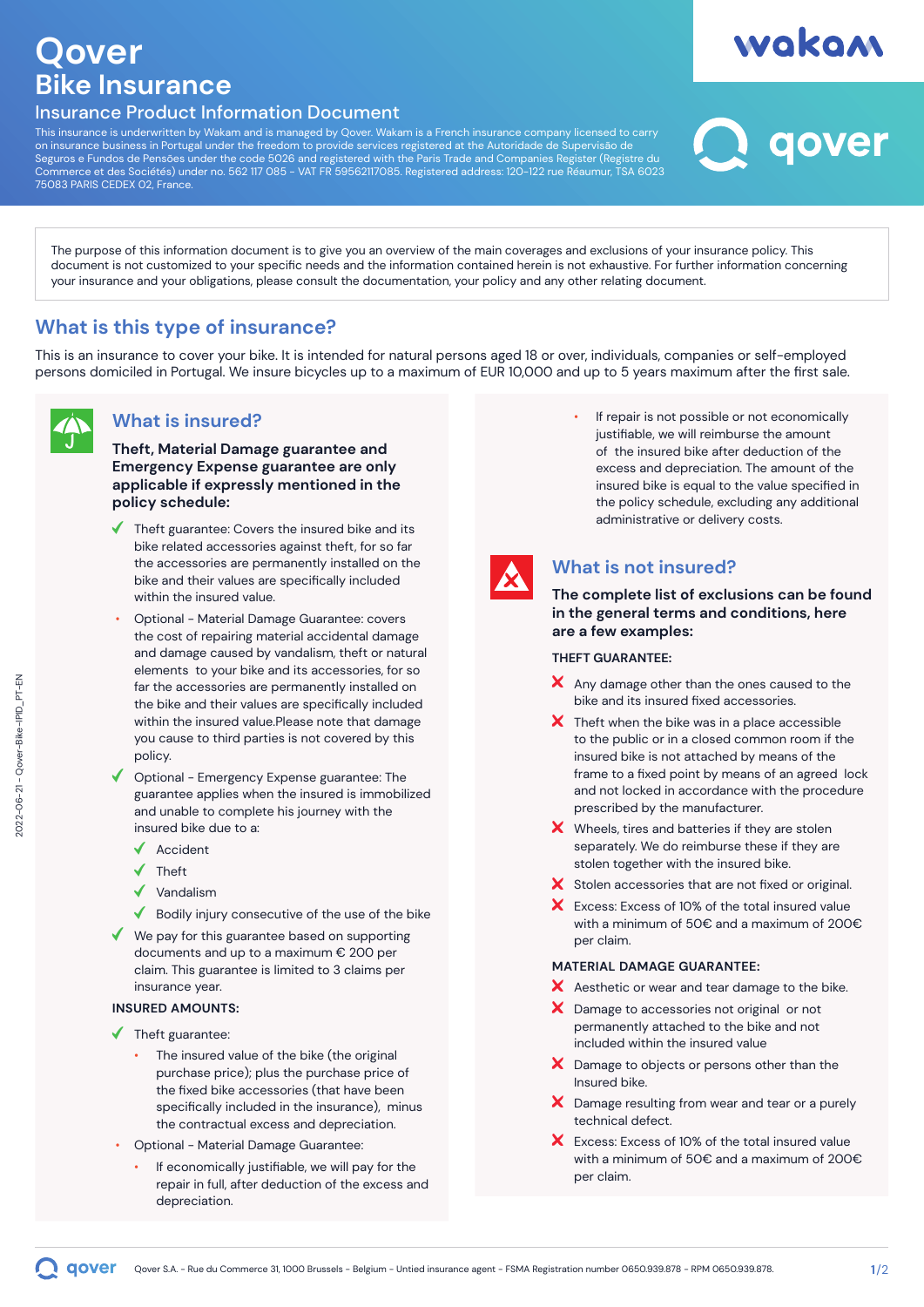# Qover
## Bike Insurance
### Insurance Product Information Document

This insurance is underwritten by Wakam and is managed by Qover. Wakam is a French insurance company licensed to carry on insurance business in Portugal under the freedom to provide services registered at the Autoridade de Supervisão de Seguros e Fundos de Pensões under the code 5026 and registered with the Paris Trade and Companies Register (Registre du Commerce et des Sociétés) under no. 562 117 085 - VAT FR 59562117085. Registered address: 120-122 rue Réaumur, TSA 6023 75083 PARIS CEDEX 02, France.

The purpose of this information document is to give you an overview of the main coverages and exclusions of your insurance policy. This document is not customized to your specific needs and the information contained herein is not exhaustive. For further information concerning your insurance and your obligations, please consult the documentation, your policy and any other relating document.

## What is this type of insurance?

This is an insurance to cover your bike. It is intended for natural persons aged 18 or over, individuals, companies or self-employed persons domiciled in Portugal. We insure bicycles up to a maximum of EUR 10,000 and up to 5 years maximum after the first sale.

## What is insured?

**Theft, Material Damage guarantee and Emergency Expense guarantee are only applicable if expressly mentioned in the policy schedule:**

- ✔ Theft guarantee: Covers the insured bike and its bike related accessories against theft, for so far the accessories are permanently installed on the bike and their values are specifically included within the insured value.
- Optional - Material Damage Guarantee: covers the cost of repairing material accidental damage and damage caused by vandalism, theft or natural elements to your bike and its accessories, for so far the accessories are permanently installed on the bike and their values are specifically included within the insured value.Please note that damage you cause to third parties is not covered by this policy.
- ✔ Optional - Emergency Expense guarantee: The guarantee applies when the insured is immobilized and unable to complete his journey with the insured bike due to a:
  - ✔ Accident
  - ✔ Theft
  - ✔ Vandalism
  - ✔ Bodily injury consecutive of the use of the bike
- ✔ We pay for this guarantee based on supporting documents and up to a maximum € 200 per claim. This guarantee is limited to 3 claims per insurance year.

**INSURED AMOUNTS:**

- ✔ Theft guarantee:
  - The insured value of the bike (the original purchase price); plus the purchase price of the fixed bike accessories (that have been specifically included in the insurance), minus the contractual excess and depreciation.
- Optional - Material Damage Guarantee:
  - If economically justifiable, we will pay for the repair in full, after deduction of the excess and depreciation.
  - If repair is not possible or not economically justifiable, we will reimburse the amount of the insured bike after deduction of the excess and depreciation. The amount of the insured bike is equal to the value specified in the policy schedule, excluding any additional administrative or delivery costs.

## What is not insured?

**The complete list of exclusions can be found in the general terms and conditions, here are a few examples:**

**THEFT GUARANTEE:**

- ✘ Any damage other than the ones caused to the bike and its insured fixed accessories.
- ✘ Theft when the bike was in a place accessible to the public or in a closed common room if the insured bike is not attached by means of the frame to a fixed point by means of an agreed lock and not locked in accordance with the procedure prescribed by the manufacturer.
- ✘ Wheels, tires and batteries if they are stolen separately. We do reimburse these if they are stolen together with the insured bike.
- ✘ Stolen accessories that are not fixed or original.
- ✘ Excess: Excess of 10% of the total insured value with a minimum of 50€ and a maximum of 200€ per claim.

**MATERIAL DAMAGE GUARANTEE:**

- ✘ Aesthetic or wear and tear damage to the bike.
- ✘ Damage to accessories not original or not permanently attached to the bike and not included within the insured value
- ✘ Damage to objects or persons other than the Insured bike.
- ✘ Damage resulting from wear and tear or a purely technical defect.
- ✘ Excess: Excess of 10% of the total insured value with a minimum of 50€ and a maximum of 200€ per claim.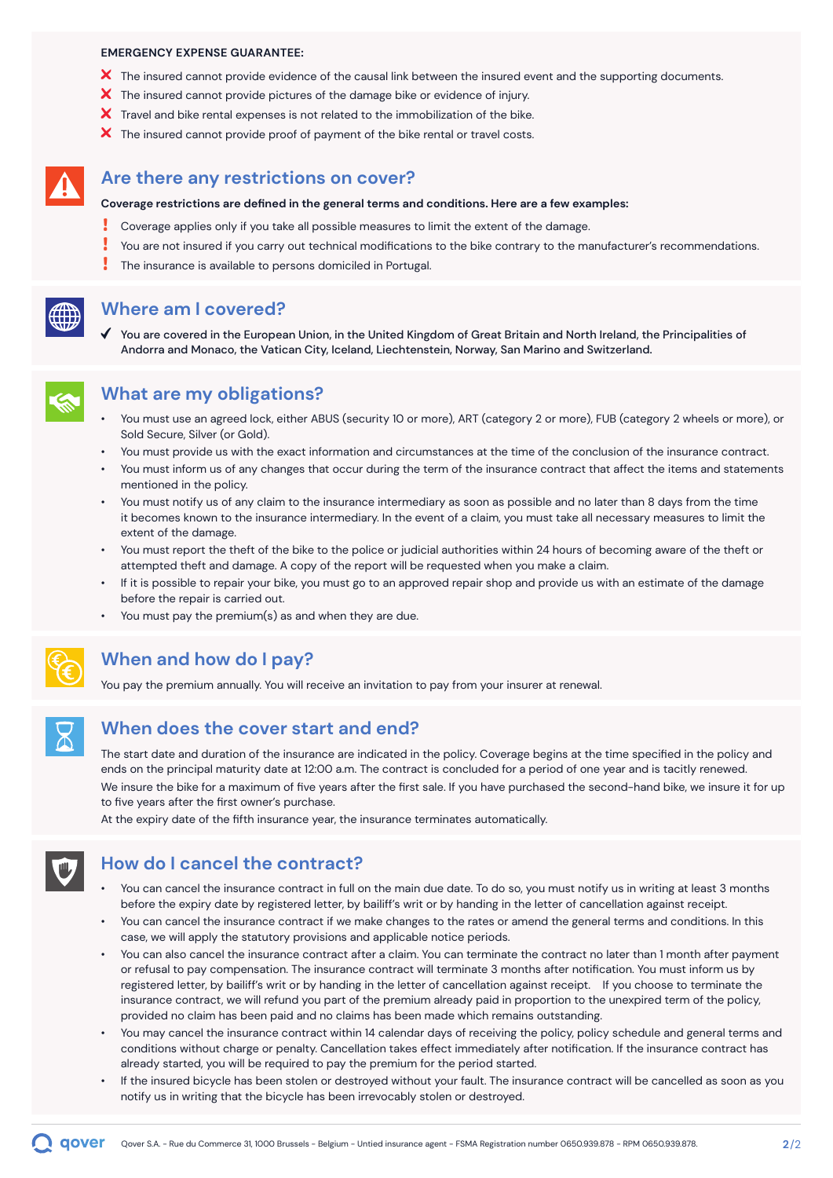**EMERGENCY EXPENSE GUARANTEE:**

- ✗ The insured cannot provide evidence of the causal link between the insured event and the supporting documents.
- ✗ The insured cannot provide pictures of the damage bike or evidence of injury.
- ✗ Travel and bike rental expenses is not related to the immobilization of the bike.
- ✗ The insured cannot provide proof of payment of the bike rental or travel costs.

## Are there any restrictions on cover?

**Coverage restrictions are defined in the general terms and conditions. Here are a few examples:**

- ! Coverage applies only if you take all possible measures to limit the extent of the damage.
- ! You are not insured if you carry out technical modifications to the bike contrary to the manufacturer's recommendations.
- ! The insurance is available to persons domiciled in Portugal.

## Where am I covered?

- ✓ **You are covered in the European Union, in the United Kingdom of Great Britain and North Ireland, the Principalities of Andorra and Monaco, the Vatican City, Iceland, Liechtenstein, Norway, San Marino and Switzerland.**

## What are my obligations?

- You must use an agreed lock, either ABUS (security 10 or more), ART (category 2 or more), FUB (category 2 wheels or more), or Sold Secure, Silver (or Gold).
- You must provide us with the exact information and circumstances at the time of the conclusion of the insurance contract.
- You must inform us of any changes that occur during the term of the insurance contract that affect the items and statements mentioned in the policy.
- You must notify us of any claim to the insurance intermediary as soon as possible and no later than 8 days from the time it becomes known to the insurance intermediary. In the event of a claim, you must take all necessary measures to limit the extent of the damage.
- You must report the theft of the bike to the police or judicial authorities within 24 hours of becoming aware of the theft or attempted theft and damage. A copy of the report will be requested when you make a claim.
- If it is possible to repair your bike, you must go to an approved repair shop and provide us with an estimate of the damage before the repair is carried out.
- You must pay the premium(s) as and when they are due.

## When and how do I pay?

You pay the premium annually. You will receive an invitation to pay from your insurer at renewal.

## When does the cover start and end?

The start date and duration of the insurance are indicated in the policy. Coverage begins at the time specified in the policy and ends on the principal maturity date at 12:00 a.m. The contract is concluded for a period of one year and is tacitly renewed.

We insure the bike for a maximum of five years after the first sale. If you have purchased the second-hand bike, we insure it for up to five years after the first owner's purchase.

At the expiry date of the fifth insurance year, the insurance terminates automatically.

## How do I cancel the contract?

- You can cancel the insurance contract in full on the main due date. To do so, you must notify us in writing at least 3 months before the expiry date by registered letter, by bailiff's writ or by handing in the letter of cancellation against receipt.
- You can cancel the insurance contract if we make changes to the rates or amend the general terms and conditions. In this case, we will apply the statutory provisions and applicable notice periods.
- You can also cancel the insurance contract after a claim. You can terminate the contract no later than 1 month after payment or refusal to pay compensation. The insurance contract will terminate 3 months after notification. You must inform us by registered letter, by bailiff's writ or by handing in the letter of cancellation against receipt. If you choose to terminate the insurance contract, we will refund you part of the premium already paid in proportion to the unexpired term of the policy, provided no claim has been paid and no claims has been made which remains outstanding.
- You may cancel the insurance contract within 14 calendar days of receiving the policy, policy schedule and general terms and conditions without charge or penalty. Cancellation takes effect immediately after notification. If the insurance contract has already started, you will be required to pay the premium for the period started.
- If the insured bicycle has been stolen or destroyed without your fault. The insurance contract will be cancelled as soon as you notify us in writing that the bicycle has been irrevocably stolen or destroyed.

qover Qover S.A. - Rue du Commerce 31, 1000 Brussels - Belgium - Untied insurance agent - FSMA Registration number 0650.939.878 - RPM 0650.939.878.